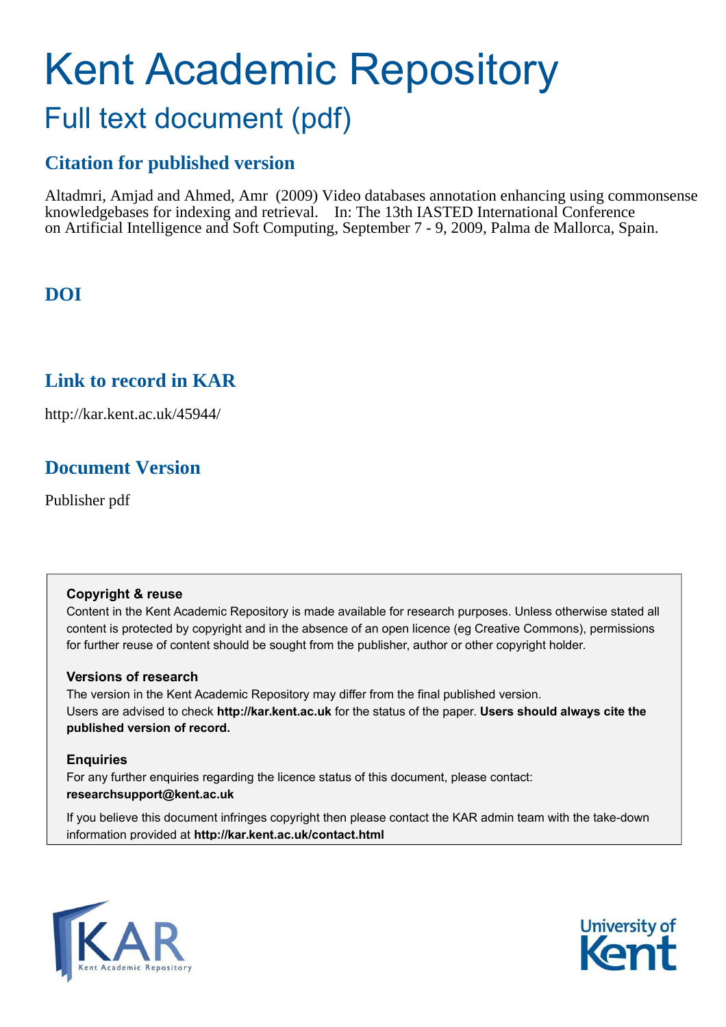# Kent Academic Repository

## Full text document (pdf)

### Citation for published version

Altadmri, Amjad and Ahmed, Amr (2009) Video databases annotation enhancing using commonsense knowledgebases for indexing and retrieval. In: The 13th IASTED International Conference on Artificial Intelligence and Soft Computing, September 7 - 9, 2009, Palma de Mallorca, Spain.

### DOI

### Link to record in KAR

http://kar.kent.ac.uk/45944/

### Document Version

Publisher pdf

**Copyright & reuse**

Content in the Kent Academic Repository is made available for research purposes. Unless otherwise stated all content is protected by copyright and in the absence of an open licence (eg Creative Commons), permissions for further reuse of content should be sought from the publisher, author or other copyright holder.

**Versions of research**

The version in the Kent Academic Repository may differ from the final published version. Users are advised to check **http://kar.kent.ac.uk** for the status of the paper. **Users should always cite the published version of record.**

**Enquiries**

For any further enquiries regarding the licence status of this document, please contact: **researchsupport@kent.ac.uk**

If you believe this document infringes copyright then please contact the KAR admin team with the take-down information provided at **http://kar.kent.ac.uk/contact.html**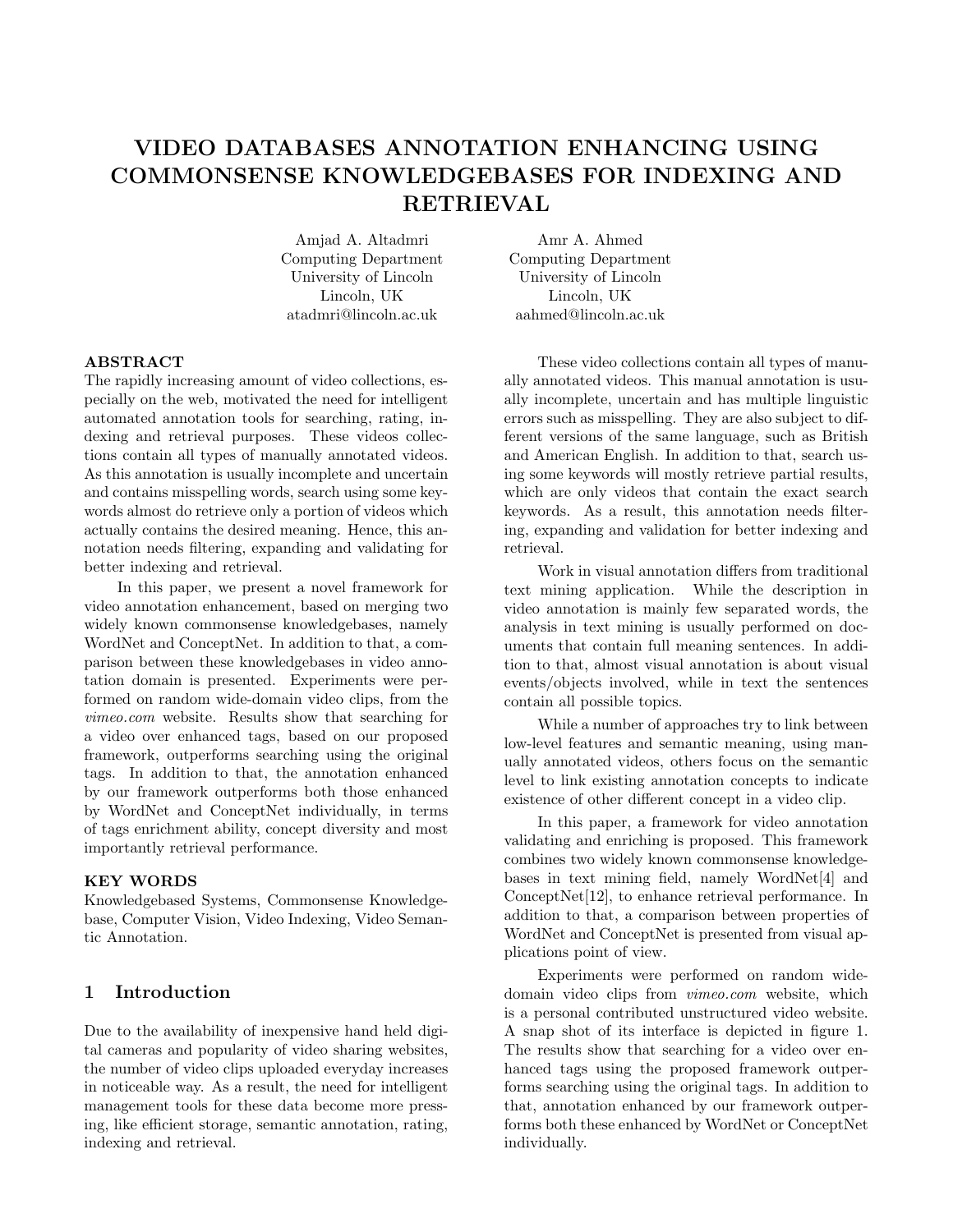# VIDEO DATABASES ANNOTATION ENHANCING USING COMMONSENSE KNOWLEDGEBASES FOR INDEXING AND RETRIEVAL

Amjad A. Altadmri
Computing Department
University of Lincoln
Lincoln, UK
atadmri@lincoln.ac.uk

Amr A. Ahmed
Computing Department
University of Lincoln
Lincoln, UK
aahmed@lincoln.ac.uk

## ABSTRACT

The rapidly increasing amount of video collections, especially on the web, motivated the need for intelligent automated annotation tools for searching, rating, indexing and retrieval purposes. These videos collections contain all types of manually annotated videos. As this annotation is usually incomplete and uncertain and contains misspelling words, search using some keywords almost do retrieve only a portion of videos which actually contains the desired meaning. Hence, this annotation needs filtering, expanding and validating for better indexing and retrieval.

In this paper, we present a novel framework for video annotation enhancement, based on merging two widely known commonsense knowledgebases, namely WordNet and ConceptNet. In addition to that, a comparison between these knowledgebases in video annotation domain is presented. Experiments were performed on random wide-domain video clips, from the *vimeo.com* website. Results show that searching for a video over enhanced tags, based on our proposed framework, outperforms searching using the original tags. In addition to that, the annotation enhanced by our framework outperforms both those enhanced by WordNet and ConceptNet individually, in terms of tags enrichment ability, concept diversity and most importantly retrieval performance.

## KEY WORDS

Knowledgebased Systems, Commonsense Knowledgebase, Computer Vision, Video Indexing, Video Semantic Annotation.

## 1 Introduction

Due to the availability of inexpensive hand held digital cameras and popularity of video sharing websites, the number of video clips uploaded everyday increases in noticeable way. As a result, the need for intelligent management tools for these data become more pressing, like efficient storage, semantic annotation, rating, indexing and retrieval.

These video collections contain all types of manually annotated videos. This manual annotation is usually incomplete, uncertain and has multiple linguistic errors such as misspelling. They are also subject to different versions of the same language, such as British and American English. In addition to that, search using some keywords will mostly retrieve partial results, which are only videos that contain the exact search keywords. As a result, this annotation needs filtering, expanding and validation for better indexing and retrieval.

Work in visual annotation differs from traditional text mining application. While the description in video annotation is mainly few separated words, the analysis in text mining is usually performed on documents that contain full meaning sentences. In addition to that, almost visual annotation is about visual events/objects involved, while in text the sentences contain all possible topics.

While a number of approaches try to link between low-level features and semantic meaning, using manually annotated videos, others focus on the semantic level to link existing annotation concepts to indicate existence of other different concept in a video clip.

In this paper, a framework for video annotation validating and enriching is proposed. This framework combines two widely known commonsense knowledgebases in text mining field, namely WordNet[4] and ConceptNet[12], to enhance retrieval performance. In addition to that, a comparison between properties of WordNet and ConceptNet is presented from visual applications point of view.

Experiments were performed on random wide-domain video clips from *vimeo.com* website, which is a personal contributed unstructured video website. A snap shot of its interface is depicted in figure 1. The results show that searching for a video over enhanced tags using the proposed framework outperforms searching using the original tags. In addition to that, annotation enhanced by our framework outperforms both these enhanced by WordNet or ConceptNet individually.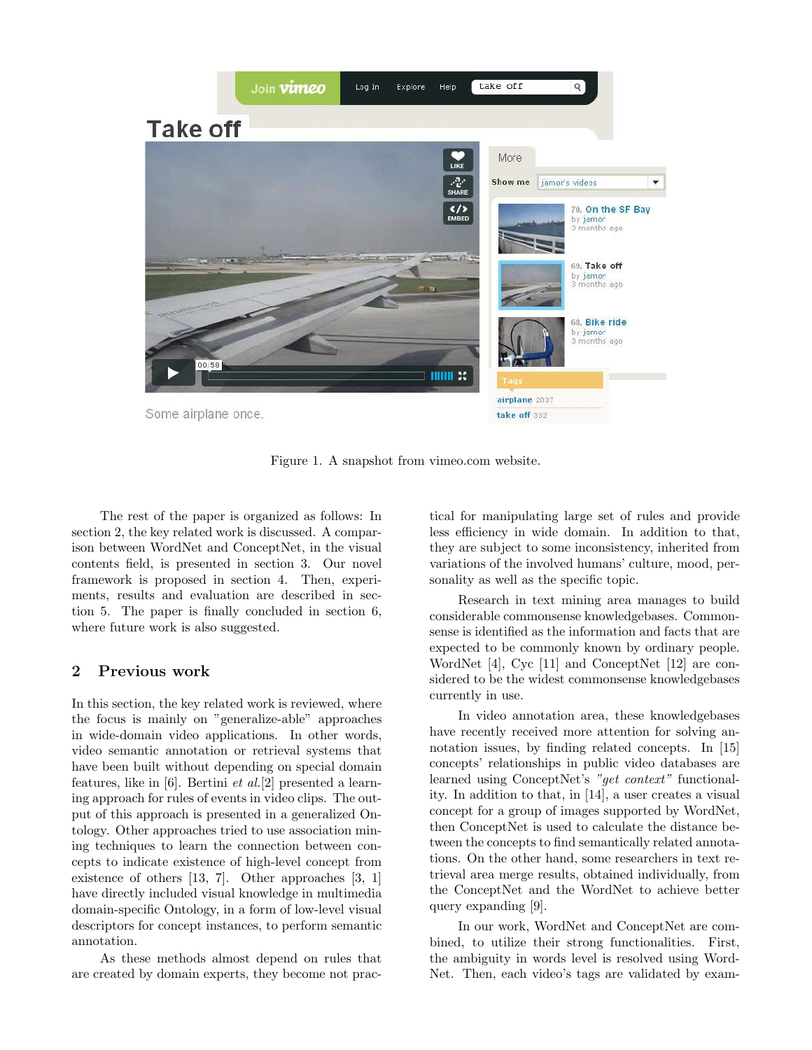Figure 1. A snapshot from vimeo.com website.

The rest of the paper is organized as follows: In section 2, the key related work is discussed. A comparison between WordNet and ConceptNet, in the visual contents field, is presented in section 3. Our novel framework is proposed in section 4. Then, experiments, results and evaluation are described in section 5. The paper is finally concluded in section 6, where future work is also suggested.

## 2 Previous work

In this section, the key related work is reviewed, where the focus is mainly on "generalize-able" approaches in wide-domain video applications. In other words, video semantic annotation or retrieval systems that have been built without depending on special domain features, like in [6]. Bertini *et al.*[2] presented a learning approach for rules of events in video clips. The output of this approach is presented in a generalized Ontology. Other approaches tried to use association mining techniques to learn the connection between concepts to indicate existence of high-level concept from existence of others [13, 7]. Other approaches [3, 1] have directly included visual knowledge in multimedia domain-specific Ontology, in a form of low-level visual descriptors for concept instances, to perform semantic annotation.

As these methods almost depend on rules that are created by domain experts, they become not practical for manipulating large set of rules and provide less efficiency in wide domain. In addition to that, they are subject to some inconsistency, inherited from variations of the involved humans' culture, mood, personality as well as the specific topic.

Research in text mining area manages to build considerable commonsense knowledgebases. Commonsense is identified as the information and facts that are expected to be commonly known by ordinary people. WordNet [4], Cyc [11] and ConceptNet [12] are considered to be the widest commonsense knowledgebases currently in use.

In video annotation area, these knowledgebases have recently received more attention for solving annotation issues, by finding related concepts. In [15] concepts' relationships in public video databases are learned using ConceptNet's *"get context"* functionality. In addition to that, in [14], a user creates a visual concept for a group of images supported by WordNet, then ConceptNet is used to calculate the distance between the concepts to find semantically related annotations. On the other hand, some researchers in text retrieval area merge results, obtained individually, from the ConceptNet and the WordNet to achieve better query expanding [9].

In our work, WordNet and ConceptNet are combined, to utilize their strong functionalities. First, the ambiguity in words level is resolved using WordNet. Then, each video's tags are validated by exam-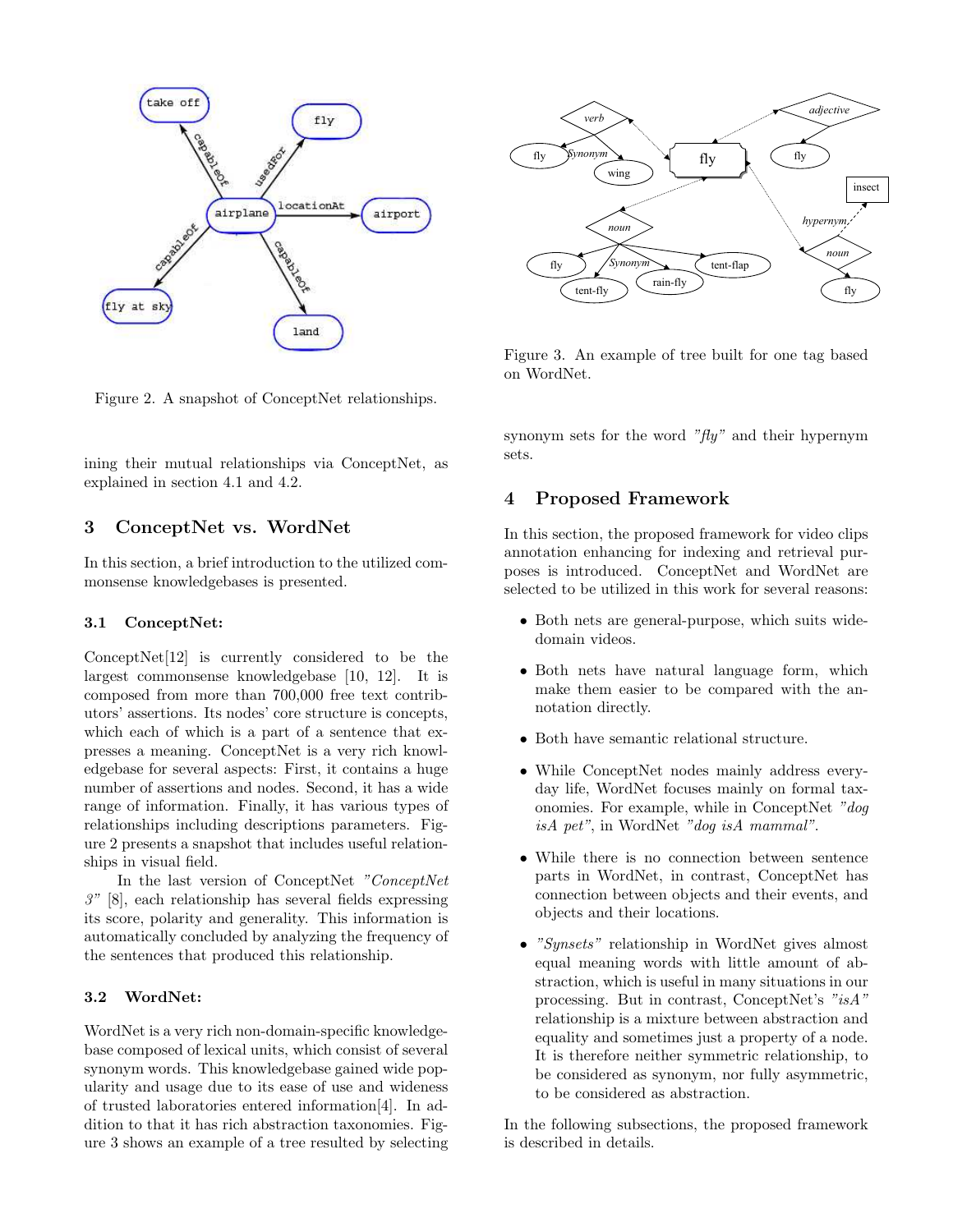Figure 2. A snapshot of ConceptNet relationships.

ining their mutual relationships via ConceptNet, as explained in section 4.1 and 4.2.

## 3 ConceptNet vs. WordNet

In this section, a brief introduction to the utilized commonsense knowledgebases is presented.

### 3.1 ConceptNet:

ConceptNet[12] is currently considered to be the largest commonsense knowledgebase [10, 12]. It is composed from more than 700,000 free text contributors' assertions. Its nodes' core structure is concepts, which each of which is a part of a sentence that expresses a meaning. ConceptNet is a very rich knowledgebase for several aspects: First, it contains a huge number of assertions and nodes. Second, it has a wide range of information. Finally, it has various types of relationships including descriptions parameters. Figure 2 presents a snapshot that includes useful relationships in visual field.

In the last version of ConceptNet *"ConceptNet 3"* [8], each relationship has several fields expressing its score, polarity and generality. This information is automatically concluded by analyzing the frequency of the sentences that produced this relationship.

### 3.2 WordNet:

WordNet is a very rich non-domain-specific knowledgebase composed of lexical units, which consist of several synonym words. This knowledgebase gained wide popularity and usage due to its ease of use and wideness of trusted laboratories entered information[4]. In addition to that it has rich abstraction taxonomies. Figure 3 shows an example of a tree resulted by selecting synonym sets for the word *"fly"* and their hypernym sets.

Figure 3. An example of tree built for one tag based on WordNet.

## 4 Proposed Framework

In this section, the proposed framework for video clips annotation enhancing for indexing and retrieval purposes is introduced. ConceptNet and WordNet are selected to be utilized in this work for several reasons:

- Both nets are general-purpose, which suits wide-domain videos.
- Both nets have natural language form, which make them easier to be compared with the annotation directly.
- Both have semantic relational structure.
- While ConceptNet nodes mainly address everyday life, WordNet focuses mainly on formal taxonomies. For example, while in ConceptNet *"dog isA pet"*, in WordNet *"dog isA mammal"*.
- While there is no connection between sentence parts in WordNet, in contrast, ConceptNet has connection between objects and their events, and objects and their locations.
- *"Synsets"* relationship in WordNet gives almost equal meaning words with little amount of abstraction, which is useful in many situations in our processing. But in contrast, ConceptNet's *"isA"* relationship is a mixture between abstraction and equality and sometimes just a property of a node. It is therefore neither symmetric relationship, to be considered as synonym, nor fully asymmetric, to be considered as abstraction.

In the following subsections, the proposed framework is described in details.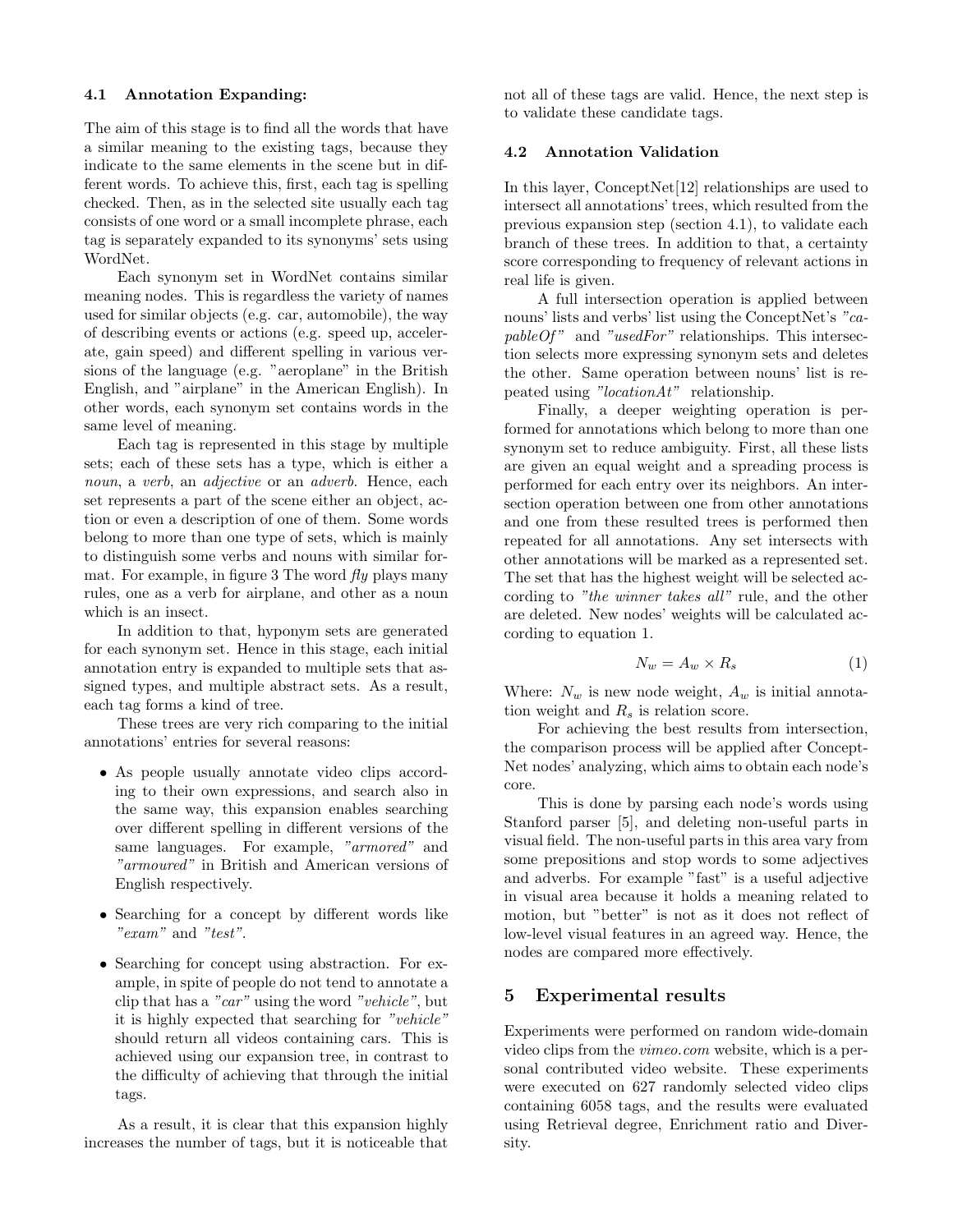### 4.1 Annotation Expanding:

The aim of this stage is to find all the words that have a similar meaning to the existing tags, because they indicate to the same elements in the scene but in different words. To achieve this, first, each tag is spelling checked. Then, as in the selected site usually each tag consists of one word or a small incomplete phrase, each tag is separately expanded to its synonyms' sets using WordNet.

Each synonym set in WordNet contains similar meaning nodes. This is regardless the variety of names used for similar objects (e.g. car, automobile), the way of describing events or actions (e.g. speed up, accelerate, gain speed) and different spelling in various versions of the language (e.g. "aeroplane" in the British English, and "airplane" in the American English). In other words, each synonym set contains words in the same level of meaning.

Each tag is represented in this stage by multiple sets; each of these sets has a type, which is either a *noun*, a *verb*, an *adjective* or an *adverb*. Hence, each set represents a part of the scene either an object, action or even a description of one of them. Some words belong to more than one type of sets, which is mainly to distinguish some verbs and nouns with similar format. For example, in figure 3 The word *fly* plays many rules, one as a verb for airplane, and other as a noun which is an insect.

In addition to that, hyponym sets are generated for each synonym set. Hence in this stage, each initial annotation entry is expanded to multiple sets that assigned types, and multiple abstract sets. As a result, each tag forms a kind of tree.

These trees are very rich comparing to the initial annotations' entries for several reasons:

- As people usually annotate video clips according to their own expressions, and search also in the same way, this expansion enables searching over different spelling in different versions of the same languages. For example, *"armored"* and *"armoured"* in British and American versions of English respectively.
- Searching for a concept by different words like *"exam"* and *"test"*.
- Searching for concept using abstraction. For example, in spite of people do not tend to annotate a clip that has a *"car"* using the word *"vehicle"*, but it is highly expected that searching for *"vehicle"* should return all videos containing cars. This is achieved using our expansion tree, in contrast to the difficulty of achieving that through the initial tags.

As a result, it is clear that this expansion highly increases the number of tags, but it is noticeable that not all of these tags are valid. Hence, the next step is to validate these candidate tags.

### 4.2 Annotation Validation

In this layer, ConceptNet[12] relationships are used to intersect all annotations' trees, which resulted from the previous expansion step (section 4.1), to validate each branch of these trees. In addition to that, a certainty score corresponding to frequency of relevant actions in real life is given.

A full intersection operation is applied between nouns' lists and verbs' list using the ConceptNet's *"capableOf"* and *"usedFor"* relationships. This intersection selects more expressing synonym sets and deletes the other. Same operation between nouns' list is repeated using *"locationAt"* relationship.

Finally, a deeper weighting operation is performed for annotations which belong to more than one synonym set to reduce ambiguity. First, all these lists are given an equal weight and a spreading process is performed for each entry over its neighbors. An intersection operation between one from other annotations and one from these resulted trees is performed then repeated for all annotations. Any set intersects with other annotations will be marked as a represented set. The set that has the highest weight will be selected according to *"the winner takes all"* rule, and the other are deleted. New nodes' weights will be calculated according to equation 1.

$$N_w = A_w \times R_s \tag{1}$$

Where: $N_w$ is new node weight, $A_w$ is initial annotation weight and $R_s$ is relation score.

For achieving the best results from intersection, the comparison process will be applied after ConceptNet nodes' analyzing, which aims to obtain each node's core.

This is done by parsing each node's words using Stanford parser [5], and deleting non-useful parts in visual field. The non-useful parts in this area vary from some prepositions and stop words to some adjectives and adverbs. For example "fast" is a useful adjective in visual area because it holds a meaning related to motion, but "better" is not as it does not reflect of low-level visual features in an agreed way. Hence, the nodes are compared more effectively.

## 5 Experimental results

Experiments were performed on random wide-domain video clips from the *vimeo.com* website, which is a personal contributed video website. These experiments were executed on 627 randomly selected video clips containing 6058 tags, and the results were evaluated using Retrieval degree, Enrichment ratio and Diversity.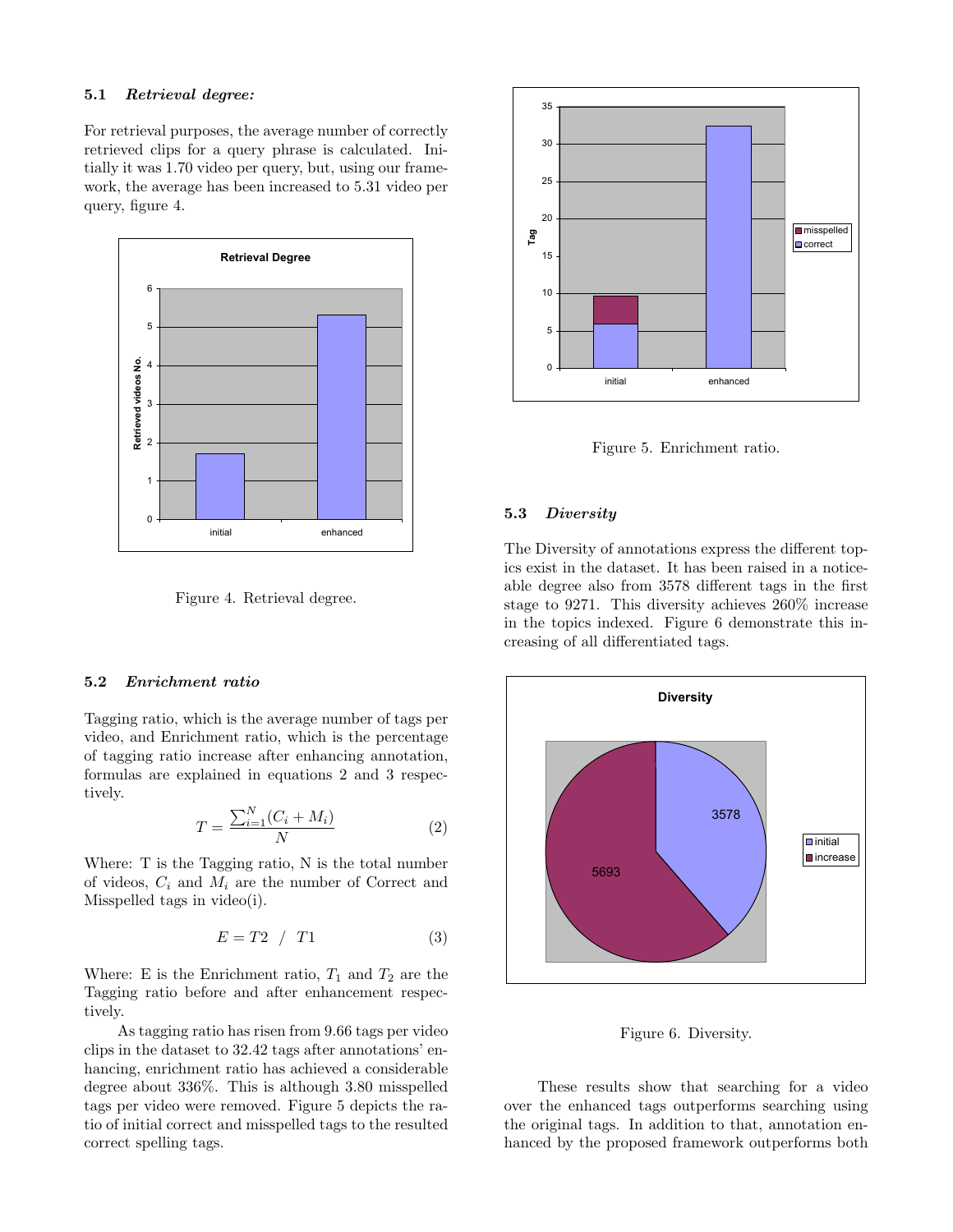### 5.1 *Retrieval degree:*

For retrieval purposes, the average number of correctly retrieved clips for a query phrase is calculated. Initially it was 1.70 video per query, but, using our framework, the average has been increased to 5.31 video per query, figure 4.

Figure 4. Retrieval degree.

### 5.2 *Enrichment ratio*

Tagging ratio, which is the average number of tags per video, and Enrichment ratio, which is the percentage of tagging ratio increase after enhancing annotation, formulas are explained in equations 2 and 3 respectively.

$$T = \frac{\sum_{i=1}^{N}(C_i + M_i)}{N} \tag{2}$$

Where: T is the Tagging ratio, N is the total number of videos, $C_i$ and $M_i$ are the number of Correct and Misspelled tags in video(i).

$$E = T2 \ / \ T1 \tag{3}$$

Where: E is the Enrichment ratio, $T_1$ and $T_2$ are the Tagging ratio before and after enhancement respectively.

As tagging ratio has risen from 9.66 tags per video clips in the dataset to 32.42 tags after annotations' enhancing, enrichment ratio has achieved a considerable degree about 336%. This is although 3.80 misspelled tags per video were removed. Figure 5 depicts the ratio of initial correct and misspelled tags to the resulted correct spelling tags.

Figure 5. Enrichment ratio.

### 5.3 *Diversity*

The Diversity of annotations express the different topics exist in the dataset. It has been raised in a noticeable degree also from 3578 different tags in the first stage to 9271. This diversity achieves 260% increase in the topics indexed. Figure 6 demonstrate this increasing of all differentiated tags.

Figure 6. Diversity.

These results show that searching for a video over the enhanced tags outperforms searching using the original tags. In addition to that, annotation enhanced by the proposed framework outperforms both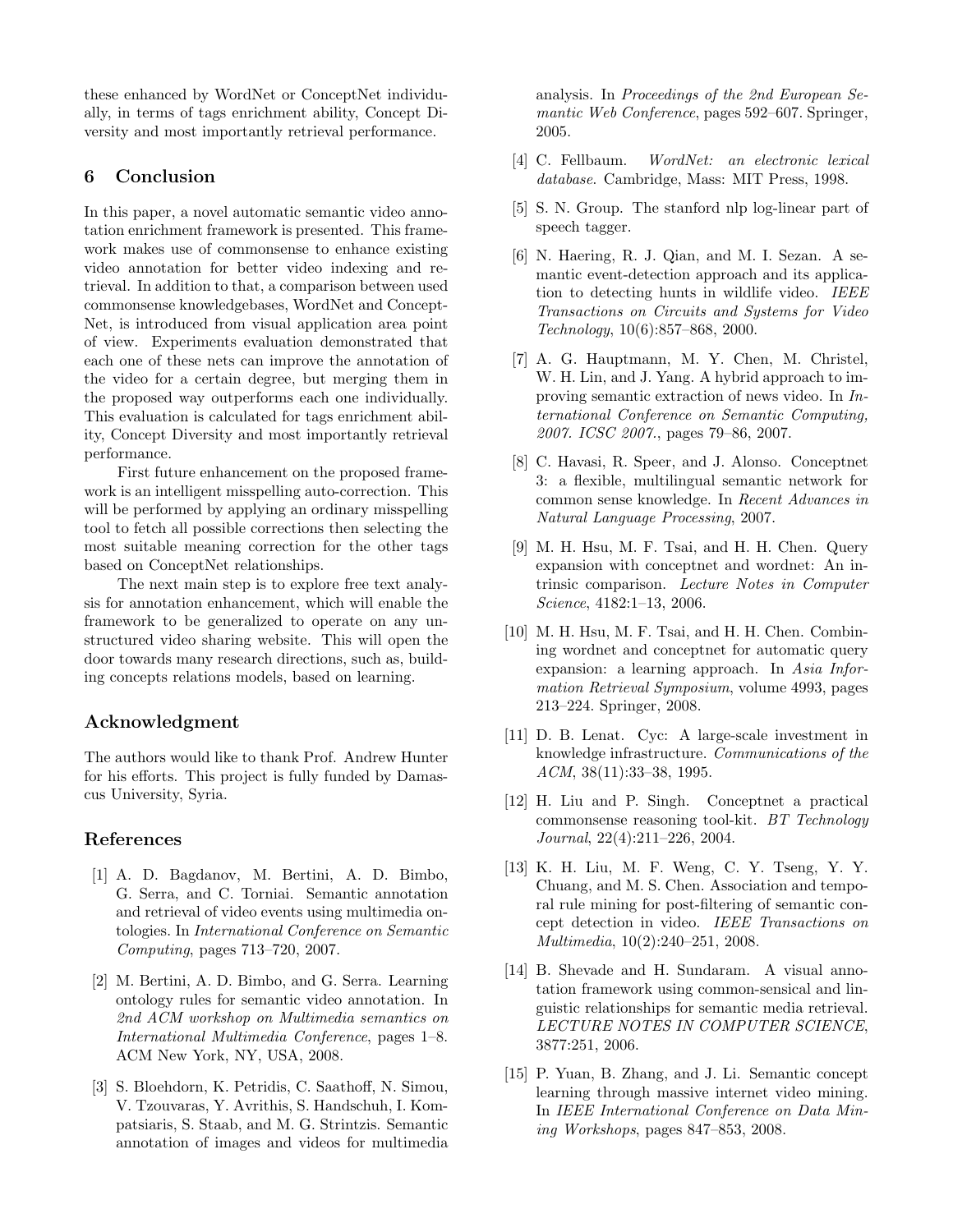these enhanced by WordNet or ConceptNet individually, in terms of tags enrichment ability, Concept Diversity and most importantly retrieval performance.

## 6 Conclusion

In this paper, a novel automatic semantic video annotation enrichment framework is presented. This framework makes use of commonsense to enhance existing video annotation for better video indexing and retrieval. In addition to that, a comparison between used commonsense knowledgebases, WordNet and ConceptNet, is introduced from visual application area point of view. Experiments evaluation demonstrated that each one of these nets can improve the annotation of the video for a certain degree, but merging them in the proposed way outperforms each one individually. This evaluation is calculated for tags enrichment ability, Concept Diversity and most importantly retrieval performance.

First future enhancement on the proposed framework is an intelligent misspelling auto-correction. This will be performed by applying an ordinary misspelling tool to fetch all possible corrections then selecting the most suitable meaning correction for the other tags based on ConceptNet relationships.

The next main step is to explore free text analysis for annotation enhancement, which will enable the framework to be generalized to operate on any unstructured video sharing website. This will open the door towards many research directions, such as, building concepts relations models, based on learning.

## Acknowledgment

The authors would like to thank Prof. Andrew Hunter for his efforts. This project is fully funded by Damascus University, Syria.

## References

[1] A. D. Bagdanov, M. Bertini, A. D. Bimbo, G. Serra, and C. Torniai. Semantic annotation and retrieval of video events using multimedia ontologies. In *International Conference on Semantic Computing*, pages 713–720, 2007.

[2] M. Bertini, A. D. Bimbo, and G. Serra. Learning ontology rules for semantic video annotation. In *2nd ACM workshop on Multimedia semantics on International Multimedia Conference*, pages 1–8. ACM New York, NY, USA, 2008.

[3] S. Bloehdorn, K. Petridis, C. Saathoff, N. Simou, V. Tzouvaras, Y. Avrithis, S. Handschuh, I. Kompatsiaris, S. Staab, and M. G. Strintzis. Semantic annotation of images and videos for multimedia analysis. In *Proceedings of the 2nd European Semantic Web Conference*, pages 592–607. Springer, 2005.

[4] C. Fellbaum. *WordNet: an electronic lexical database*. Cambridge, Mass: MIT Press, 1998.

[5] S. N. Group. The stanford nlp log-linear part of speech tagger.

[6] N. Haering, R. J. Qian, and M. I. Sezan. A semantic event-detection approach and its application to detecting hunts in wildlife video. *IEEE Transactions on Circuits and Systems for Video Technology*, 10(6):857–868, 2000.

[7] A. G. Hauptmann, M. Y. Chen, M. Christel, W. H. Lin, and J. Yang. A hybrid approach to improving semantic extraction of news video. In *International Conference on Semantic Computing, 2007. ICSC 2007.*, pages 79–86, 2007.

[8] C. Havasi, R. Speer, and J. Alonso. Conceptnet 3: a flexible, multilingual semantic network for common sense knowledge. In *Recent Advances in Natural Language Processing*, 2007.

[9] M. H. Hsu, M. F. Tsai, and H. H. Chen. Query expansion with conceptnet and wordnet: An intrinsic comparison. *Lecture Notes in Computer Science*, 4182:1–13, 2006.

[10] M. H. Hsu, M. F. Tsai, and H. H. Chen. Combining wordnet and conceptnet for automatic query expansion: a learning approach. In *Asia Information Retrieval Symposium*, volume 4993, pages 213–224. Springer, 2008.

[11] D. B. Lenat. Cyc: A large-scale investment in knowledge infrastructure. *Communications of the ACM*, 38(11):33–38, 1995.

[12] H. Liu and P. Singh. Conceptnet a practical commonsense reasoning tool-kit. *BT Technology Journal*, 22(4):211–226, 2004.

[13] K. H. Liu, M. F. Weng, C. Y. Tseng, Y. Y. Chuang, and M. S. Chen. Association and temporal rule mining for post-filtering of semantic concept detection in video. *IEEE Transactions on Multimedia*, 10(2):240–251, 2008.

[14] B. Shevade and H. Sundaram. A visual annotation framework using common-sensical and linguistic relationships for semantic media retrieval. *LECTURE NOTES IN COMPUTER SCIENCE*, 3877:251, 2006.

[15] P. Yuan, B. Zhang, and J. Li. Semantic concept learning through massive internet video mining. In *IEEE International Conference on Data Mining Workshops*, pages 847–853, 2008.